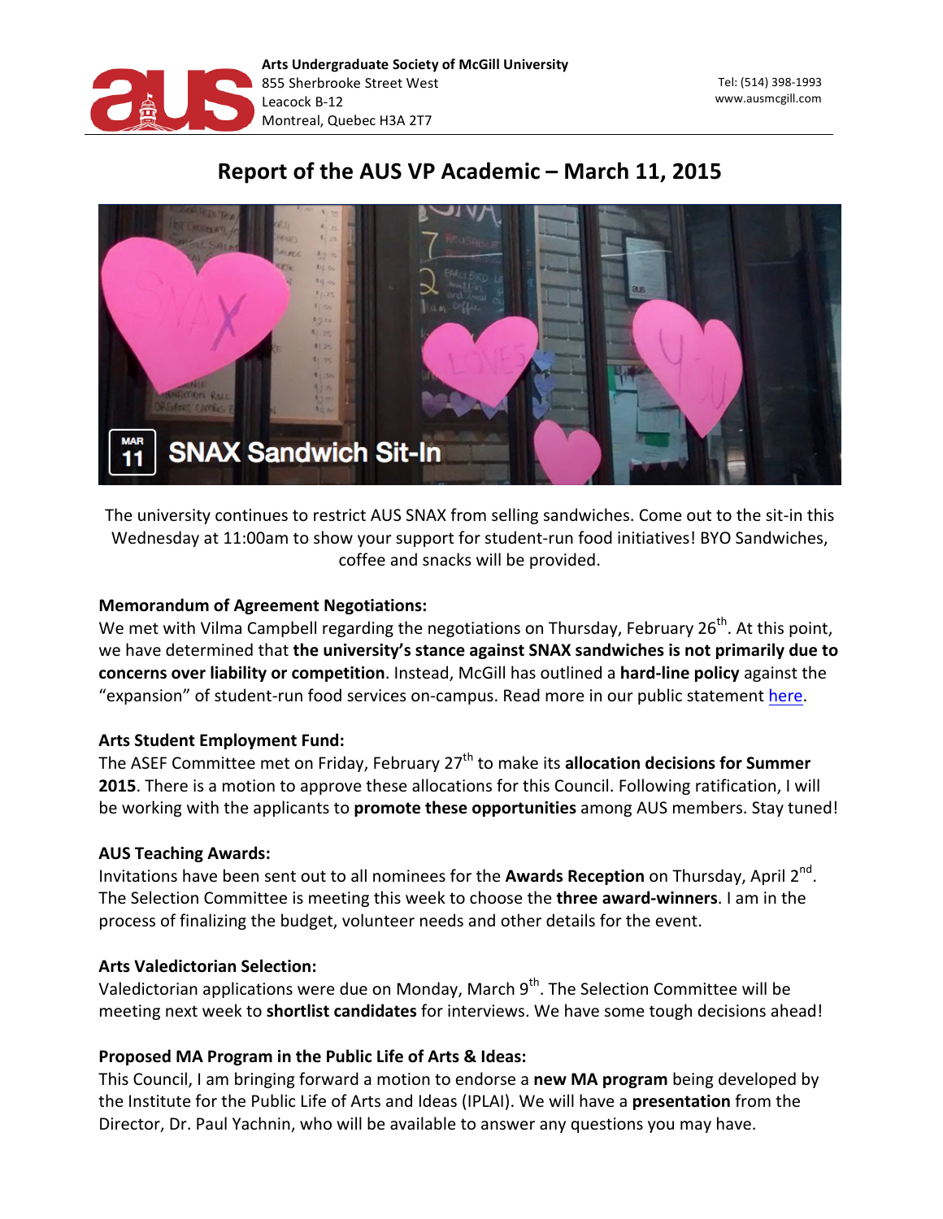**Arts Undergraduate Society of McGill University**
855 Sherbrooke Street West
Leacock B-12
Montreal, Quebec H3A 2T7

Tel: (514) 398-1993
www.ausmcgill.com

# Report of the AUS VP Academic – March 11, 2015

The university continues to restrict AUS SNAX from selling sandwiches. Come out to the sit-in this Wednesday at 11:00am to show your support for student-run food initiatives! BYO Sandwiches, coffee and snacks will be provided.

**Memorandum of Agreement Negotiations:**
We met with Vilma Campbell regarding the negotiations on Thursday, February 26th. At this point, we have determined that **the university's stance against SNAX sandwiches is not primarily due to concerns over liability or competition**. Instead, McGill has outlined a **hard-line policy** against the "expansion" of student-run food services on-campus. Read more in our public statement here.

**Arts Student Employment Fund:**
The ASEF Committee met on Friday, February 27th to make its **allocation decisions for Summer 2015**. There is a motion to approve these allocations for this Council. Following ratification, I will be working with the applicants to **promote these opportunities** among AUS members. Stay tuned!

**AUS Teaching Awards:**
Invitations have been sent out to all nominees for the **Awards Reception** on Thursday, April 2nd. The Selection Committee is meeting this week to choose the **three award-winners**. I am in the process of finalizing the budget, volunteer needs and other details for the event.

**Arts Valedictorian Selection:**
Valedictorian applications were due on Monday, March 9th. The Selection Committee will be meeting next week to **shortlist candidates** for interviews. We have some tough decisions ahead!

**Proposed MA Program in the Public Life of Arts & Ideas:**
This Council, I am bringing forward a motion to endorse a **new MA program** being developed by the Institute for the Public Life of Arts and Ideas (IPLAI). We will have a **presentation** from the Director, Dr. Paul Yachnin, who will be available to answer any questions you may have.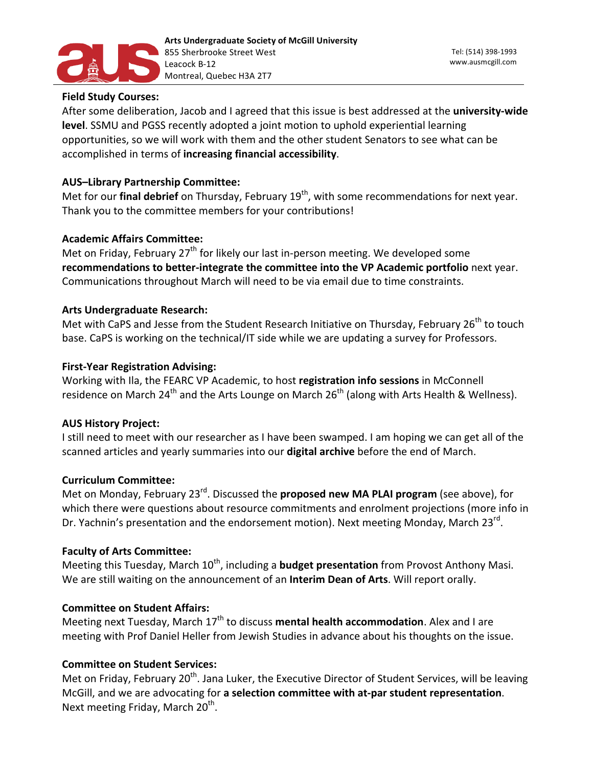**Field Study Courses:**
After some deliberation, Jacob and I agreed that this issue is best addressed at the **university-wide level**. SSMU and PGSS recently adopted a joint motion to uphold experiential learning opportunities, so we will work with them and the other student Senators to see what can be accomplished in terms of **increasing financial accessibility**.

**AUS–Library Partnership Committee:**
Met for our **final debrief** on Thursday, February 19th, with some recommendations for next year. Thank you to the committee members for your contributions!

**Academic Affairs Committee:**
Met on Friday, February 27th for likely our last in-person meeting. We developed some **recommendations to better-integrate the committee into the VP Academic portfolio** next year. Communications throughout March will need to be via email due to time constraints.

**Arts Undergraduate Research:**
Met with CaPS and Jesse from the Student Research Initiative on Thursday, February 26th to touch base. CaPS is working on the technical/IT side while we are updating a survey for Professors.

**First-Year Registration Advising:**
Working with Ila, the FEARC VP Academic, to host **registration info sessions** in McConnell residence on March 24th and the Arts Lounge on March 26th (along with Arts Health & Wellness).

**AUS History Project:**
I still need to meet with our researcher as I have been swamped. I am hoping we can get all of the scanned articles and yearly summaries into our **digital archive** before the end of March.

**Curriculum Committee:**
Met on Monday, February 23rd. Discussed the **proposed new MA PLAI program** (see above), for which there were questions about resource commitments and enrolment projections (more info in Dr. Yachnin's presentation and the endorsement motion). Next meeting Monday, March 23rd.

**Faculty of Arts Committee:**
Meeting this Tuesday, March 10th, including a **budget presentation** from Provost Anthony Masi. We are still waiting on the announcement of an **Interim Dean of Arts**. Will report orally.

**Committee on Student Affairs:**
Meeting next Tuesday, March 17th to discuss **mental health accommodation**. Alex and I are meeting with Prof Daniel Heller from Jewish Studies in advance about his thoughts on the issue.

**Committee on Student Services:**
Met on Friday, February 20th. Jana Luker, the Executive Director of Student Services, will be leaving McGill, and we are advocating for **a selection committee with at-par student representation**. Next meeting Friday, March 20th.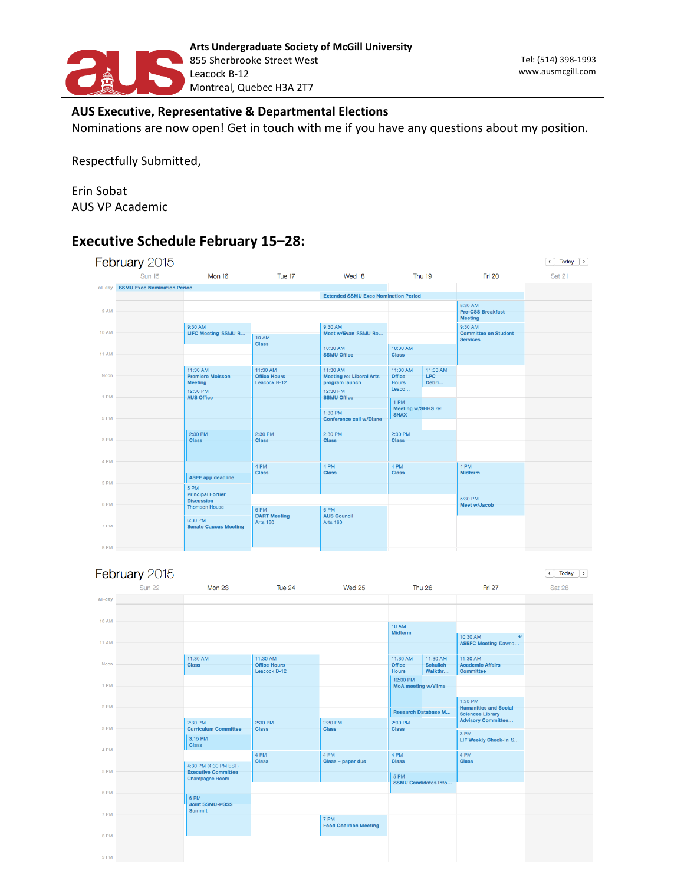Arts Undergraduate Society of McGill University
855 Sherbrooke Street West
Leacock B-12
Montreal, Quebec H3A 2T7

Tel: (514) 398-1993
www.ausmcgill.com

## AUS Executive, Representative & Departmental Elections

Nominations are now open! Get in touch with me if you have any questions about my position.

Respectfully Submitted,

Erin Sobat
AUS VP Academic

## Executive Schedule February 15–28:

February 2015

Sun 15 | Mon 16 | Tue 17 | Wed 18 | Thu 19 | Fri 20 | Sat 21

all-day: SSMU Exec Nomination Period
Extended SSMU Exec Nomination Period

Mon 16:
- 9:30 AM LIFC Meeting SSMU B...
- 11:30 AM Premiere Moisson Meeting
- 12:30 PM AUS Office
- 2:30 PM Class
- ASEF app deadline
- 5 PM Principal Fortier Discussion, Thomson House
- 6:30 PM Senate Caucus Meeting

Tue 17:
- 10 AM Class
- 11:30 AM Office Hours, Leacock B-12
- 2:30 PM Class
- 4 PM Class
- 6 PM DART Meeting, Arts 160

Wed 18:
- 9:30 AM Meet w/Evan SSMU Bo...
- 10:30 AM SSMU Office
- 11:30 AM Meeting re: Liberal Arts program launch
- 12:30 PM SSMU Office
- 1:30 PM Conference call w/Diane
- 2:30 PM Class
- 4 PM Class
- 6 PM AUS Council, Arts 160

Thu 19:
- 10:30 AM Class
- 11:30 AM Office Hours, Leaco...
- 11:30 AM LPC Debri...
- 1 PM Meeting w/SHHS re: SNAX
- 2:30 PM Class
- 4 PM Class

Fri 20:
- 8:30 AM Pre-CSS Breakfast Meeting
- 9:30 AM Committee on Student Services
- 4 PM Midterm
- 5:30 PM Meet w/Jacob

February 2015

Sun 22 | Mon 23 | Tue 24 | Wed 25 | Thu 26 | Fri 27 | Sat 28

Mon 23:
- 11:30 AM Class
- 2:30 PM Curriculum Committee
- 3:15 PM Class
- 4:30 PM (4:30 PM EST) Executive Committee, Champagne Room
- 6 PM Joint SSMU-PGSS Summit

Tue 24:
- 11:30 AM Office Hours, Leacock B-12
- 2:30 PM Class
- 4 PM Class

Wed 25:
- 2:30 PM Class
- 4 PM Class – paper due
- 7 PM Food Coalition Meeting

Thu 26:
- 10 AM Midterm
- 11:30 AM Office Hours
- 11:30 AM Schulich Walkthr...
- 12:30 PM MoA meeting w/Vilma
- Research Database M...
- 2:30 PM Class
- 4 PM Class
- 5 PM SSMU Candidates Info...

Fri 27:
- 10:30 AM ASEFC Meeting Dawso...
- 11:30 AM Academic Affairs Committee
- 1:30 PM Humanities and Social Sciences Library Advisory Committee...
- 3 PM LIF Weekly Check-in S...
- 4 PM Class